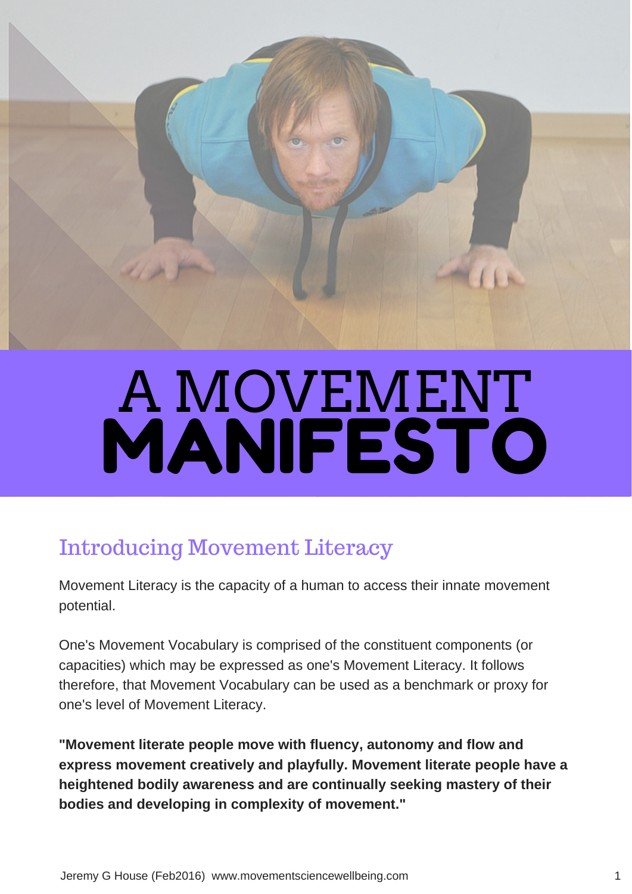# A MOVEMENT **MANIFESTO**

## Introducing Movement Literacy

Movement Literacy is the capacity of a human to access their innate movement potential.

One's Movement Vocabulary is comprised of the constituent components (or capacities) which may be expressed as one's Movement Literacy. It follows therefore, that Movement Vocabulary can be used as a benchmark or proxy for one's level of Movement Literacy.

**"Movement literate people move with fluency, autonomy and flow and express movement creatively and playfully. Movement literate people have a heightened bodily awareness and are continually seeking mastery of their bodies and developing in complexity of movement."**

Jeremy G House (Feb2016) www.movementsciencewellbeing.com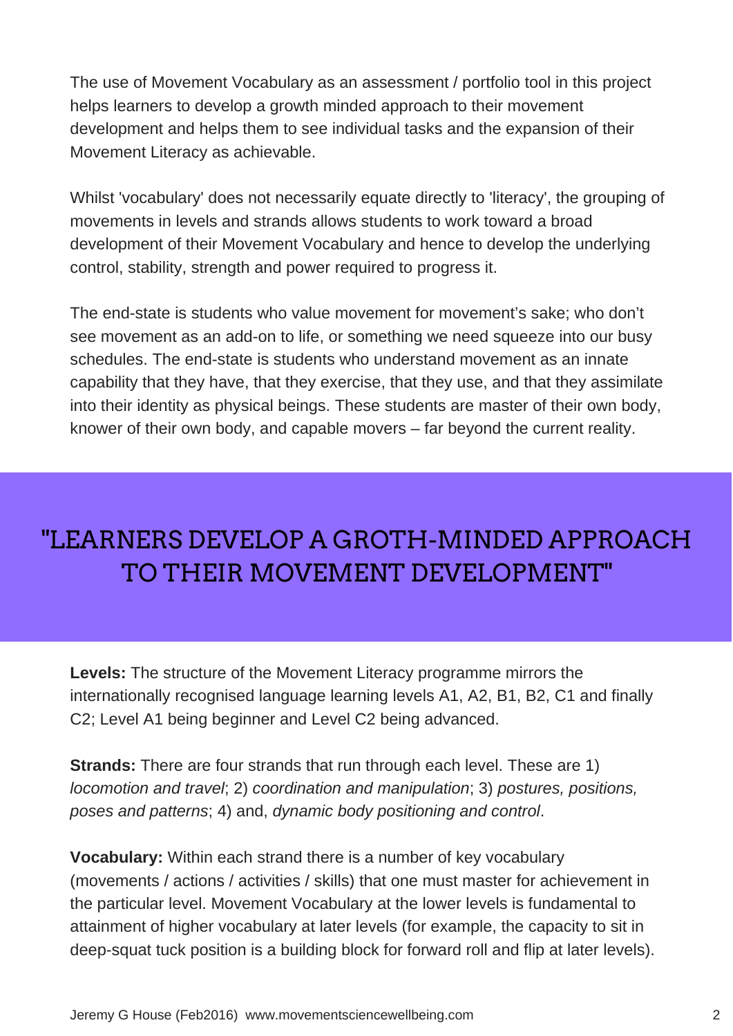The use of Movement Vocabulary as an assessment / portfolio tool in this project helps learners to develop a growth minded approach to their movement development and helps them to see individual tasks and the expansion of their Movement Literacy as achievable.

Whilst 'vocabulary' does not necessarily equate directly to 'literacy', the grouping of movements in levels and strands allows students to work toward a broad development of their Movement Vocabulary and hence to develop the underlying control, stability, strength and power required to progress it.

The end-state is students who value movement for movement's sake; who don't see movement as an add-on to life, or something we need squeeze into our busy schedules. The end-state is students who understand movement as an innate capability that they have, that they exercise, that they use, and that they assimilate into their identity as physical beings. These students are master of their own body, knower of their own body, and capable movers – far beyond the current reality.

## "LEARNERS DEVELOP A GROTH-MINDED APPROACH TO THEIR MOVEMENT DEVELOPMENT"

**Levels:** The structure of the Movement Literacy programme mirrors the internationally recognised language learning levels A1, A2, B1, B2, C1 and finally C2; Level A1 being beginner and Level C2 being advanced.

**Strands:** There are four strands that run through each level. These are 1) *locomotion and travel*; 2) *coordination and manipulation*; 3) *postures, positions, poses and patterns*; 4) and, *dynamic body positioning and control*.

**Vocabulary:** Within each strand there is a number of key vocabulary (movements / actions / activities / skills) that one must master for achievement in the particular level. Movement Vocabulary at the lower levels is fundamental to attainment of higher vocabulary at later levels (for example, the capacity to sit in deep-squat tuck position is a building block for forward roll and flip at later levels).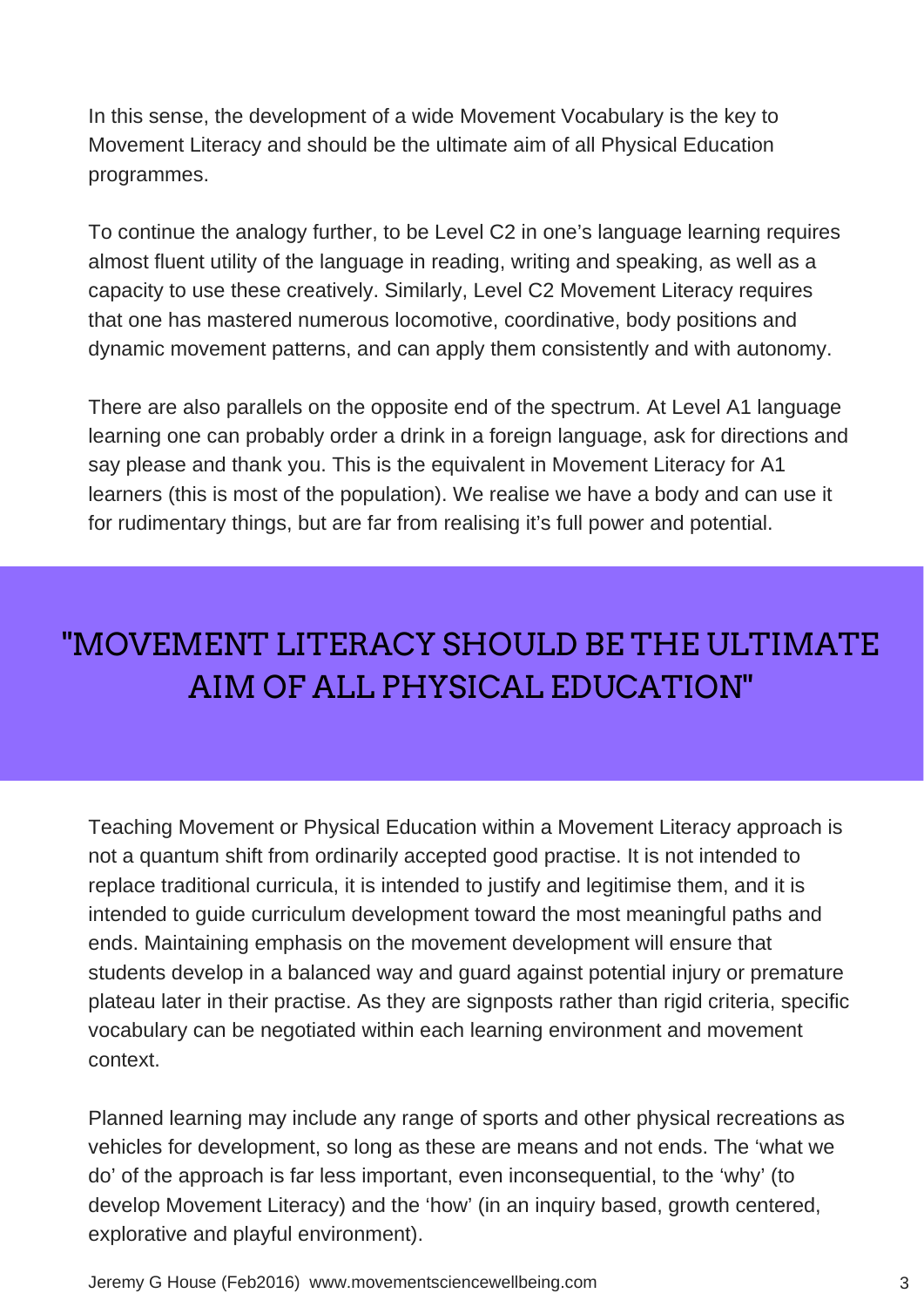In this sense, the development of a wide Movement Vocabulary is the key to Movement Literacy and should be the ultimate aim of all Physical Education programmes.

To continue the analogy further, to be Level C2 in one's language learning requires almost fluent utility of the language in reading, writing and speaking, as well as a capacity to use these creatively. Similarly, Level C2 Movement Literacy requires that one has mastered numerous locomotive, coordinative, body positions and dynamic movement patterns, and can apply them consistently and with autonomy.

There are also parallels on the opposite end of the spectrum. At Level A1 language learning one can probably order a drink in a foreign language, ask for directions and say please and thank you. This is the equivalent in Movement Literacy for A1 learners (this is most of the population). We realise we have a body and can use it for rudimentary things, but are far from realising it's full power and potential.

> "MOVEMENT LITERACY SHOULD BE THE ULTIMATE AIM OF ALL PHYSICAL EDUCATION"

Teaching Movement or Physical Education within a Movement Literacy approach is not a quantum shift from ordinarily accepted good practise. It is not intended to replace traditional curricula, it is intended to justify and legitimise them, and it is intended to guide curriculum development toward the most meaningful paths and ends. Maintaining emphasis on the movement development will ensure that students develop in a balanced way and guard against potential injury or premature plateau later in their practise. As they are signposts rather than rigid criteria, specific vocabulary can be negotiated within each learning environment and movement context.

Planned learning may include any range of sports and other physical recreations as vehicles for development, so long as these are means and not ends. The 'what we do' of the approach is far less important, even inconsequential, to the 'why' (to develop Movement Literacy) and the 'how' (in an inquiry based, growth centered, explorative and playful environment).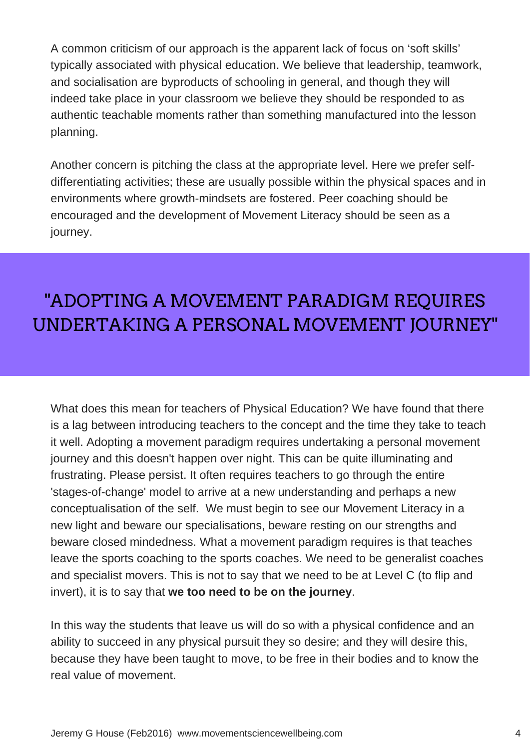A common criticism of our approach is the apparent lack of focus on 'soft skills' typically associated with physical education. We believe that leadership, teamwork, and socialisation are byproducts of schooling in general, and though they will indeed take place in your classroom we believe they should be responded to as authentic teachable moments rather than something manufactured into the lesson planning.

Another concern is pitching the class at the appropriate level. Here we prefer self-differentiating activities; these are usually possible within the physical spaces and in environments where growth-mindsets are fostered. Peer coaching should be encouraged and the development of Movement Literacy should be seen as a journey.

## "ADOPTING A MOVEMENT PARADIGM REQUIRES UNDERTAKING A PERSONAL MOVEMENT JOURNEY"

What does this mean for teachers of Physical Education? We have found that there is a lag between introducing teachers to the concept and the time they take to teach it well. Adopting a movement paradigm requires undertaking a personal movement journey and this doesn't happen over night. This can be quite illuminating and frustrating. Please persist. It often requires teachers to go through the entire 'stages-of-change' model to arrive at a new understanding and perhaps a new conceptualisation of the self. We must begin to see our Movement Literacy in a new light and beware our specialisations, beware resting on our strengths and beware closed mindedness. What a movement paradigm requires is that teaches leave the sports coaching to the sports coaches. We need to be generalist coaches and specialist movers. This is not to say that we need to be at Level C (to flip and invert), it is to say that **we too need to be on the journey**.

In this way the students that leave us will do so with a physical confidence and an ability to succeed in any physical pursuit they so desire; and they will desire this, because they have been taught to move, to be free in their bodies and to know the real value of movement.

Jeremy G House (Feb2016) www.movementsciencewellbeing.com